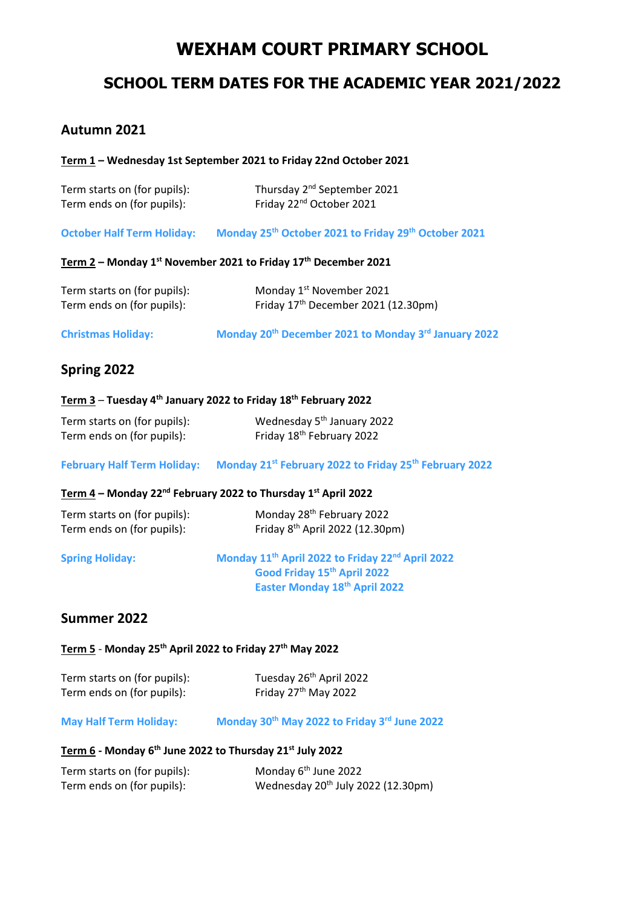# WEXHAM COURT PRIMARY SCHOOL

## SCHOOL TERM DATES FOR THE ACADEMIC YEAR 2021/2022

### Autumn 2021

**Term 1 – Wednesday 1st September 2021 to Friday 22nd October 2021**

Term starts on (for pupils): Thursday 2nd September 2021
Term ends on (for pupils): Friday 22nd October 2021

**October Half Term Holiday:** **Monday 25th October 2021 to Friday 29th October 2021**

**Term 2 – Monday 1st November 2021 to Friday 17th December 2021**

Term starts on (for pupils): Monday 1st November 2021
Term ends on (for pupils): Friday 17th December 2021 (12.30pm)

**Christmas Holiday:** **Monday 20th December 2021 to Monday 3rd January 2022**

### Spring 2022

**Term 3 – Tuesday 4th January 2022 to Friday 18th February 2022**

Term starts on (for pupils): Wednesday 5th January 2022
Term ends on (for pupils): Friday 18th February 2022

**February Half Term Holiday:** **Monday 21st February 2022 to Friday 25th February 2022**

**Term 4 – Monday 22nd February 2022 to Thursday 1st April 2022**

Term starts on (for pupils): Monday 28th February 2022
Term ends on (for pupils): Friday 8th April 2022 (12.30pm)

**Spring Holiday:** **Monday 11th April 2022 to Friday 22nd April 2022**
**Good Friday 15th April 2022**
**Easter Monday 18th April 2022**

### Summer 2022

**Term 5 - Monday 25th April 2022 to Friday 27th May 2022**

Term starts on (for pupils): Tuesday 26th April 2022
Term ends on (for pupils): Friday 27th May 2022

**May Half Term Holiday:** **Monday 30th May 2022 to Friday 3rd June 2022**

**Term 6 - Monday 6th June 2022 to Thursday 21st July 2022**

Term starts on (for pupils): Monday 6th June 2022
Term ends on (for pupils): Wednesday 20th July 2022 (12.30pm)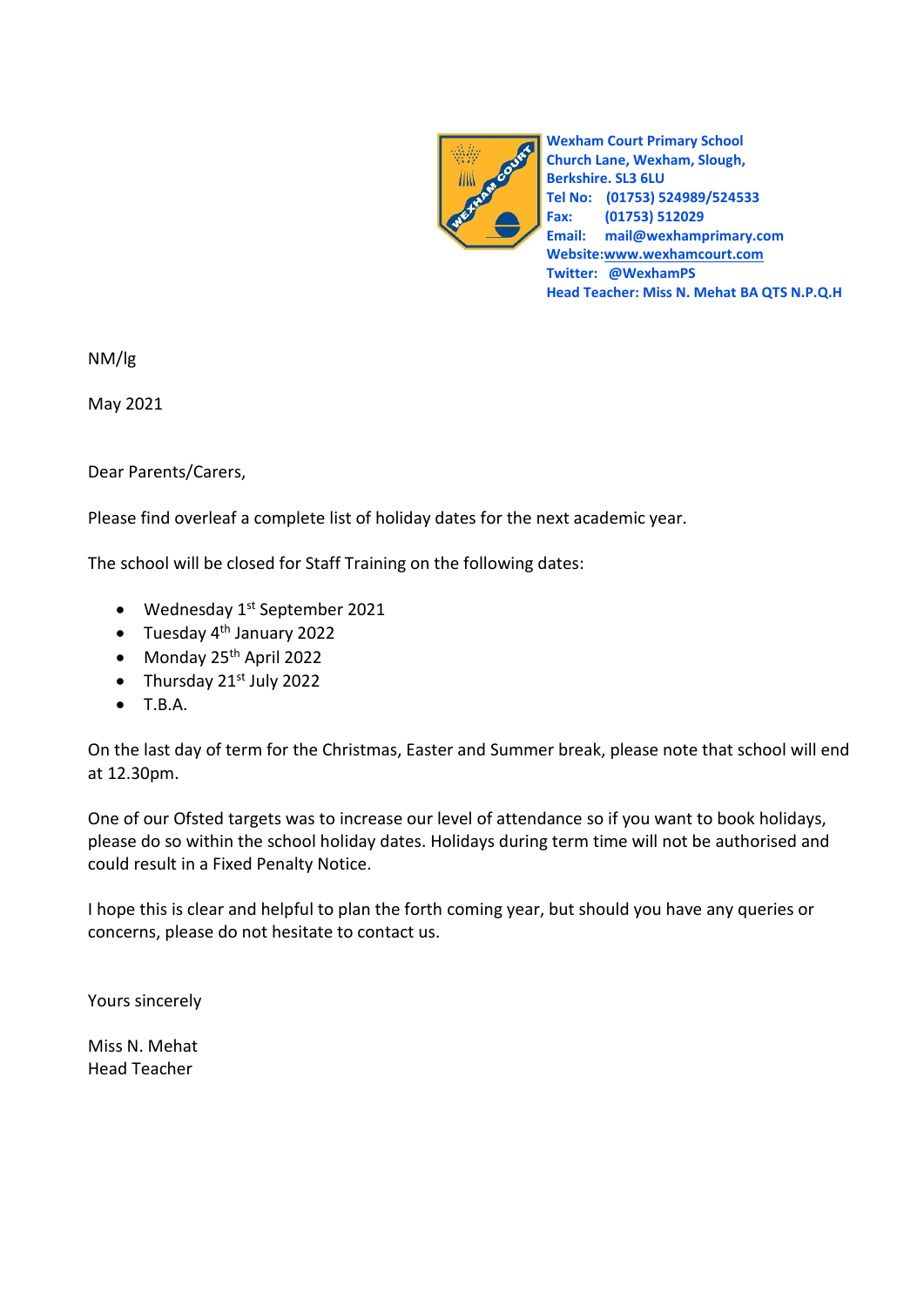Wexham Court Primary School
Church Lane, Wexham, Slough,
Berkshire. SL3 6LU
Tel No: (01753) 524989/524533
Fax: (01753) 512029
Email: mail@wexhamprimary.com
Website: www.wexhamcourt.com
Twitter: @WexhamPS
Head Teacher: Miss N. Mehat BA QTS N.P.Q.H

NM/lg

May 2021

Dear Parents/Carers,

Please find overleaf a complete list of holiday dates for the next academic year.

The school will be closed for Staff Training on the following dates:

- Wednesday 1st September 2021
- Tuesday 4th January 2022
- Monday 25th April 2022
- Thursday 21st July 2022
- T.B.A.

On the last day of term for the Christmas, Easter and Summer break, please note that school will end at 12.30pm.

One of our Ofsted targets was to increase our level of attendance so if you want to book holidays, please do so within the school holiday dates. Holidays during term time will not be authorised and could result in a Fixed Penalty Notice.

I hope this is clear and helpful to plan the forth coming year, but should you have any queries or concerns, please do not hesitate to contact us.

Yours sincerely

Miss N. Mehat
Head Teacher